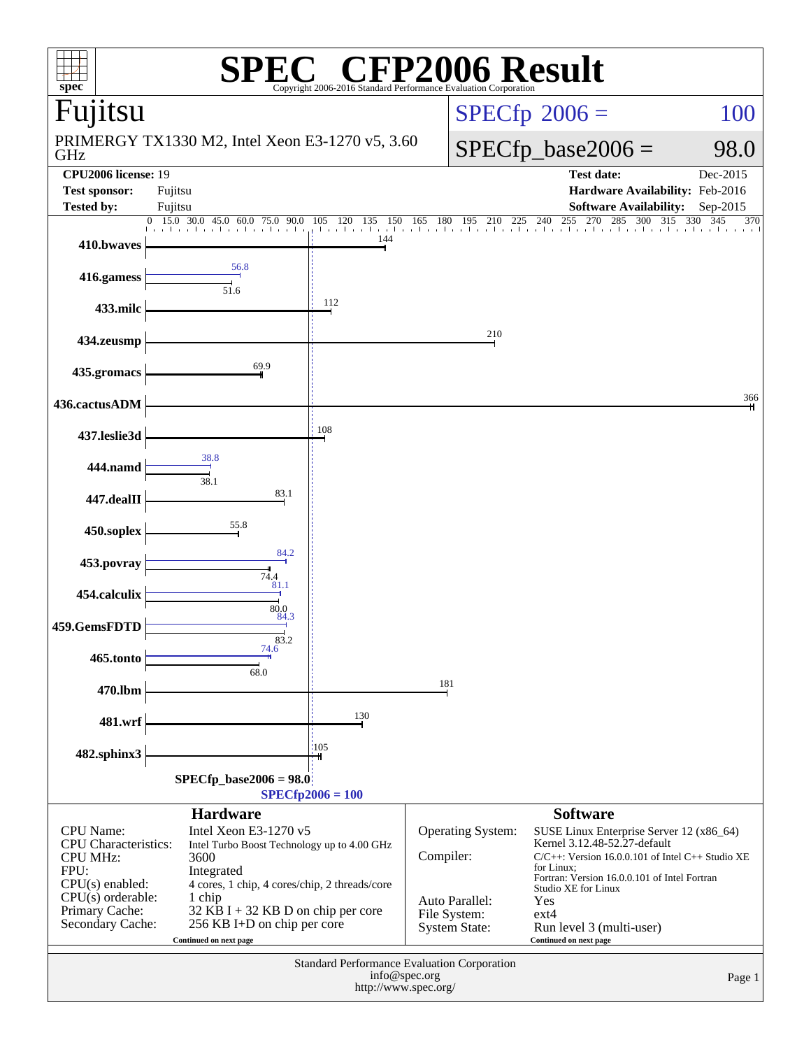# SPEC CFP2006 Result

Copyright 2006-2016 Standard Performance Evaluation Corporation

## Fujitsu

PRIMERGY TX1330 M2, Intel Xeon E3-1270 v5, 3.60 GHz

SPECfp 2006 = 100

SPECfp_base2006 = 98.0

| | | | |
|---|---|---|---|
| **CPU2006 license:** 19 | | **Test date:** | Dec-2015 |
| **Test sponsor:** | Fujitsu | **Hardware Availability:** | Feb-2016 |
| **Tested by:** | Fujitsu | **Software Availability:** | Sep-2015 |

0 15.0 30.0 45.0 60.0 75.0 90.0 105 120 135 150 165 180 195 210 225 240 255 270 285 300 315 330 345 370

410.bwaves 144

416.gamess 56.8 51.6

433.milc 112

434.zeusmp 210

435.gromacs 69.9

436.cactusADM 366

437.leslie3d 108

444.namd 38.8 38.1

447.dealII 83.1

450.soplex 55.8

453.povray 84.2 74.4

454.calculix 81.1 80.0

459.GemsFDTD 84.3 83.2

465.tonto 74.6 68.0

470.lbm 181

481.wrf 130

482.sphinx3 105

SPECfp_base2006 = 98.0

SPECfp2006 = 100

### Hardware

| | |
|---|---|
| CPU Name: | Intel Xeon E3-1270 v5 |
| CPU Characteristics: | Intel Turbo Boost Technology up to 4.00 GHz |
| CPU MHz: | 3600 |
| FPU: | Integrated |
| CPU(s) enabled: | 4 cores, 1 chip, 4 cores/chip, 2 threads/core |
| CPU(s) orderable: | 1 chip |
| Primary Cache: | 32 KB I + 32 KB D on chip per core |
| Secondary Cache: | 256 KB I+D on chip per core |

Continued on next page

### Software

| | |
|---|---|
| Operating System: | SUSE Linux Enterprise Server 12 (x86_64) Kernel 3.12.48-52.27-default |
| Compiler: | C/C++: Version 16.0.0.101 of Intel C++ Studio XE for Linux; Fortran: Version 16.0.0.101 of Intel Fortran Studio XE for Linux |
| Auto Parallel: | Yes |
| File System: | ext4 |
| System State: | Run level 3 (multi-user) |

Continued on next page

Standard Performance Evaluation Corporation
info@spec.org
http://www.spec.org/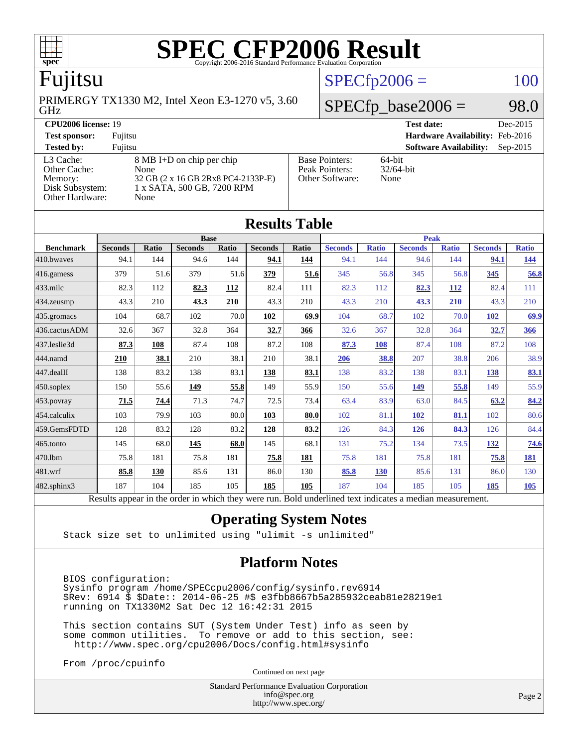# SPEC CFP2006 Result

Copyright 2006-2016 Standard Performance Evaluation Corporation

## Fujitsu

PRIMERGY TX1330 M2, Intel Xeon E3-1270 v5, 3.60 GHz

SPECfp2006 = 100

SPECfp_base2006 = 98.0

| | | | |
|---|---|---|---|
| **CPU2006 license:** 19 | | **Test date:** | Dec-2015 |
| **Test sponsor:** | Fujitsu | **Hardware Availability:** | Feb-2016 |
| **Tested by:** | Fujitsu | **Software Availability:** | Sep-2015 |

| | |
|---|---|
| L3 Cache: | 8 MB I+D on chip per chip |
| Other Cache: | None |
| Memory: | 32 GB (2 x 16 GB 2Rx8 PC4-2133P-E) |
| Disk Subsystem: | 1 x SATA, 500 GB, 7200 RPM |
| Other Hardware: | None |

| | |
|---|---|
| Base Pointers: | 64-bit |
| Peak Pointers: | 32/64-bit |
| Other Software: | None |

## Results Table

| | Base | | | | | | Peak | | | | | |
|---|---|---|---|---|---|---|---|---|---|---|---|---|
| **Benchmark** | **Seconds** | **Ratio** | **Seconds** | **Ratio** | **Seconds** | **Ratio** | **Seconds** | **Ratio** | **Seconds** | **Ratio** | **Seconds** | **Ratio** |
| 410.bwaves | 94.1 | 144 | 94.6 | 144 | **94.1** | **144** | 94.1 | 144 | 94.6 | 144 | **94.1** | **144** |
| 416.gamess | 379 | 51.6 | 379 | 51.6 | **379** | **51.6** | 345 | 56.8 | 345 | 56.8 | **345** | **56.8** |
| 433.milc | 82.3 | 112 | **82.3** | **112** | 82.4 | 111 | 82.3 | 112 | **82.3** | **112** | 82.4 | 111 |
| 434.zeusmp | 43.3 | 210 | **43.3** | **210** | 43.3 | 210 | 43.3 | 210 | **43.3** | **210** | 43.3 | 210 |
| 435.gromacs | 104 | 68.7 | 102 | 70.0 | **102** | **69.9** | 104 | 68.7 | 102 | 70.0 | **102** | **69.9** |
| 436.cactusADM | 32.6 | 367 | 32.8 | 364 | **32.7** | **366** | 32.6 | 367 | 32.8 | 364 | **32.7** | **366** |
| 437.leslie3d | **87.3** | **108** | 87.4 | 108 | 87.2 | 108 | **87.3** | **108** | 87.4 | 108 | 87.2 | 108 |
| 444.namd | **210** | **38.1** | 210 | 38.1 | 210 | 38.1 | **206** | **38.8** | 207 | 38.8 | 206 | 38.9 |
| 447.dealII | 138 | 83.2 | 138 | 83.1 | **138** | **83.1** | 138 | 83.2 | 138 | 83.1 | **138** | **83.1** |
| 450.soplex | 150 | 55.6 | **149** | **55.8** | 149 | 55.9 | 150 | 55.6 | **149** | **55.8** | 149 | 55.9 |
| 453.povray | **71.5** | **74.4** | 71.3 | 74.7 | 72.5 | 73.4 | 63.4 | 83.9 | 63.0 | 84.5 | **63.2** | **84.2** |
| 454.calculix | 103 | 79.9 | 103 | 80.0 | **103** | **80.0** | 102 | 81.1 | **102** | **81.1** | 102 | 80.6 |
| 459.GemsFDTD | 128 | 83.2 | 128 | 83.2 | **128** | **83.2** | 126 | 84.3 | **126** | **84.3** | 126 | 84.4 |
| 465.tonto | 145 | 68.0 | **145** | **68.0** | 145 | 68.1 | 131 | 75.2 | 134 | 73.5 | **132** | **74.6** |
| 470.lbm | 75.8 | 181 | 75.8 | 181 | **75.8** | **181** | 75.8 | 181 | 75.8 | 181 | **75.8** | **181** |
| 481.wrf | **85.8** | **130** | 85.6 | 131 | 86.0 | 130 | **85.8** | **130** | 85.6 | 131 | 86.0 | 130 |
| 482.sphinx3 | 187 | 104 | 185 | 105 | **185** | **105** | 187 | 104 | 185 | 105 | **185** | **105** |

Results appear in the order in which they were run. Bold underlined text indicates a median measurement.

## Operating System Notes

```
Stack size set to unlimited using "ulimit -s unlimited"
```

## Platform Notes

```
BIOS configuration:
Sysinfo program /home/SPECcpu2006/config/sysinfo.rev6914
$Rev: 6914 $ $Date:: 2014-06-25 #$ e3fbb8667b5a285932ceab81e28219e1
running on TX1330M2 Sat Dec 12 16:42:31 2015

This section contains SUT (System Under Test) info as seen by
some common utilities.  To remove or add to this section, see:
  http://www.spec.org/cpu2006/Docs/config.html#sysinfo

From /proc/cpuinfo
```

Continued on next page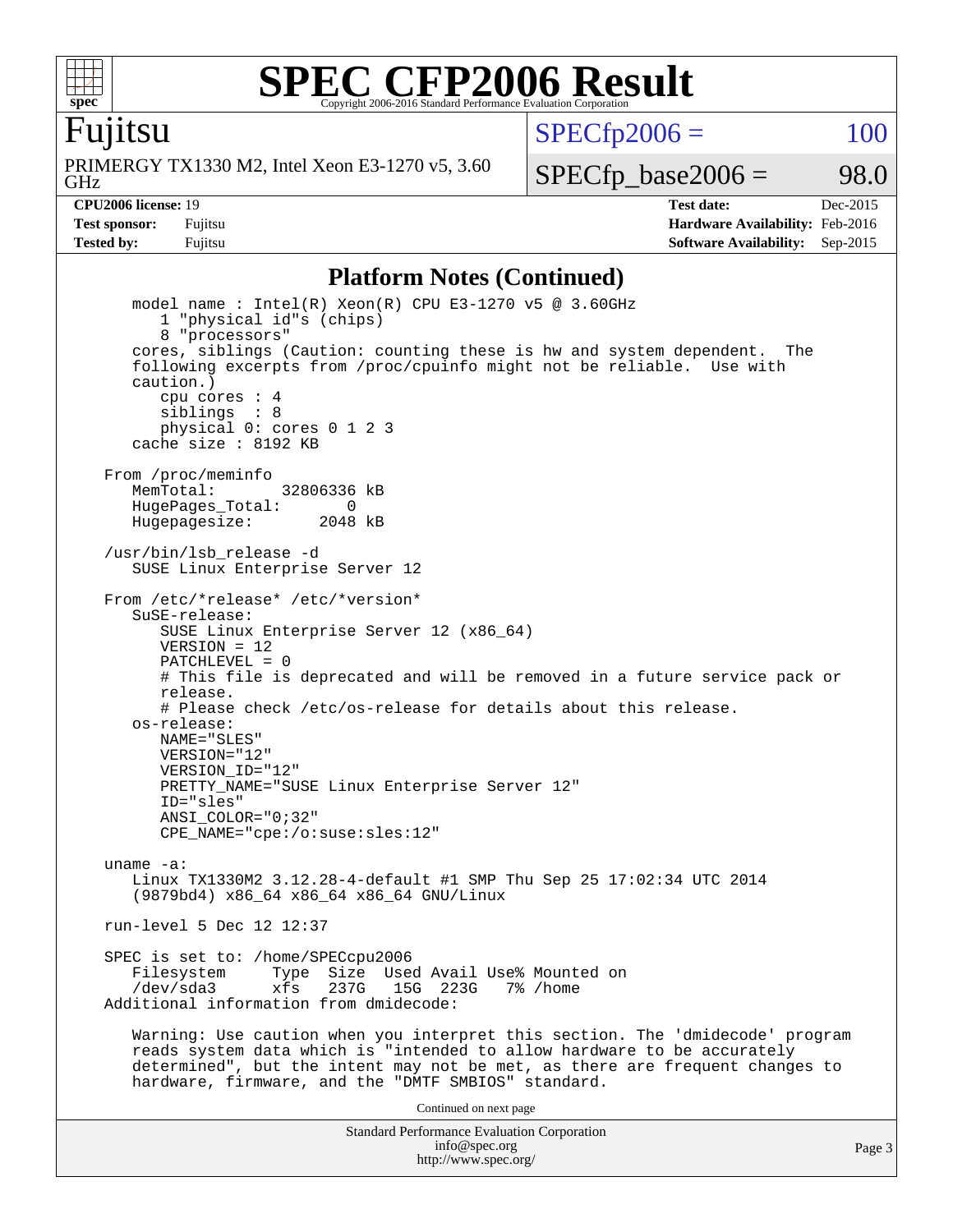# SPEC CFP2006 Result

Copyright 2006-2016 Standard Performance Evaluation Corporation

**Fujitsu**

PRIMERGY TX1330 M2, Intel Xeon E3-1270 v5, 3.60 GHz

SPECfp2006 = 100

SPECfp_base2006 = 98.0

| | | | |
|---|---|---|---|
| **CPU2006 license:** 19 | | **Test date:** | Dec-2015 |
| **Test sponsor:** | Fujitsu | **Hardware Availability:** | Feb-2016 |
| **Tested by:** | Fujitsu | **Software Availability:** | Sep-2015 |

## Platform Notes (Continued)

```
    model name : Intel(R) Xeon(R) CPU E3-1270 v5 @ 3.60GHz
       1 "physical id"s (chips)
       8 "processors"
    cores, siblings (Caution: counting these is hw and system dependent.  The
    following excerpts from /proc/cpuinfo might not be reliable.  Use with
    caution.)
       cpu cores : 4
       siblings  : 8
       physical 0: cores 0 1 2 3
    cache size : 8192 KB

 From /proc/meminfo
    MemTotal:       32806336 kB
    HugePages_Total:       0
    Hugepagesize:       2048 kB

 /usr/bin/lsb_release -d
    SUSE Linux Enterprise Server 12

 From /etc/*release* /etc/*version*
    SuSE-release:
       SUSE Linux Enterprise Server 12 (x86_64)
       VERSION = 12
       PATCHLEVEL = 0
       # This file is deprecated and will be removed in a future service pack or
       release.
       # Please check /etc/os-release for details about this release.
    os-release:
       NAME="SLES"
       VERSION="12"
       VERSION_ID="12"
       PRETTY_NAME="SUSE Linux Enterprise Server 12"
       ID="sles"
       ANSI_COLOR="0;32"
       CPE_NAME="cpe:/o:suse:sles:12"

 uname -a:
    Linux TX1330M2 3.12.28-4-default #1 SMP Thu Sep 25 17:02:34 UTC 2014
    (9879bd4) x86_64 x86_64 x86_64 GNU/Linux

 run-level 5 Dec 12 12:37

 SPEC is set to: /home/SPECcpu2006
    Filesystem     Type  Size  Used Avail Use% Mounted on
    /dev/sda3      xfs   237G   15G  223G   7% /home
 Additional information from dmidecode:

    Warning: Use caution when you interpret this section. The 'dmidecode' program
    reads system data which is "intended to allow hardware to be accurately
    determined", but the intent may not be met, as there are frequent changes to
    hardware, firmware, and the "DMTF SMBIOS" standard.
```

Continued on next page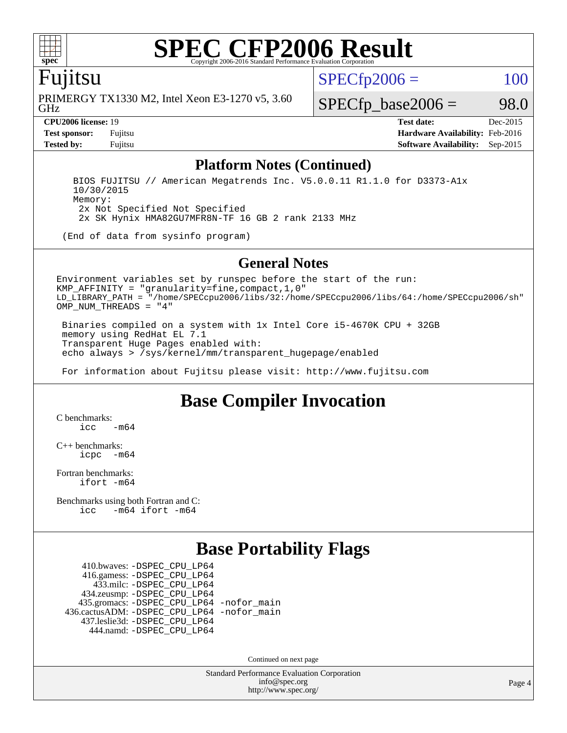# SPEC CFP2006 Result

Copyright 2006-2016 Standard Performance Evaluation Corporation

## Fujitsu

PRIMERGY TX1330 M2, Intel Xeon E3-1270 v5, 3.60 GHz

SPECfp2006 = 100

SPECfp_base2006 = 98.0

| | | | |
|---|---|---|---|
| **CPU2006 license:** 19 | | **Test date:** | Dec-2015 |
| **Test sponsor:** | Fujitsu | **Hardware Availability:** | Feb-2016 |
| **Tested by:** | Fujitsu | **Software Availability:** | Sep-2015 |

## Platform Notes (Continued)

```
    BIOS FUJITSU // American Megatrends Inc. V5.0.0.11 R1.1.0 for D3373-A1x
    10/30/2015
    Memory:
     2x Not Specified Not Specified
     2x SK Hynix HMA82GU7MFR8N-TF 16 GB 2 rank 2133 MHz

  (End of data from sysinfo program)
```

## General Notes

```
Environment variables set by runspec before the start of the run:
KMP_AFFINITY = "granularity=fine,compact,1,0"
LD_LIBRARY_PATH = "/home/SPECcpu2006/libs/32:/home/SPECcpu2006/libs/64:/home/SPECcpu2006/sh"
OMP_NUM_THREADS = "4"

 Binaries compiled on a system with 1x Intel Core i5-4670K CPU + 32GB
 memory using RedHat EL 7.1
 Transparent Huge Pages enabled with:
 echo always > /sys/kernel/mm/transparent_hugepage/enabled

 For information about Fujitsu please visit: http://www.fujitsu.com
```

## Base Compiler Invocation

C benchmarks:
```
icc   -m64
```

C++ benchmarks:
```
icpc  -m64
```

Fortran benchmarks:
```
ifort -m64
```

Benchmarks using both Fortran and C:
```
icc   -m64 ifort -m64
```

## Base Portability Flags

```
    410.bwaves: -DSPEC_CPU_LP64
    416.gamess: -DSPEC_CPU_LP64
      433.milc: -DSPEC_CPU_LP64
    434.zeusmp: -DSPEC_CPU_LP64
   435.gromacs: -DSPEC_CPU_LP64 -nofor_main
436.cactusADM: -DSPEC_CPU_LP64 -nofor_main
   437.leslie3d: -DSPEC_CPU_LP64
      444.namd: -DSPEC_CPU_LP64
```

Continued on next page

Standard Performance Evaluation Corporation
info@spec.org
http://www.spec.org/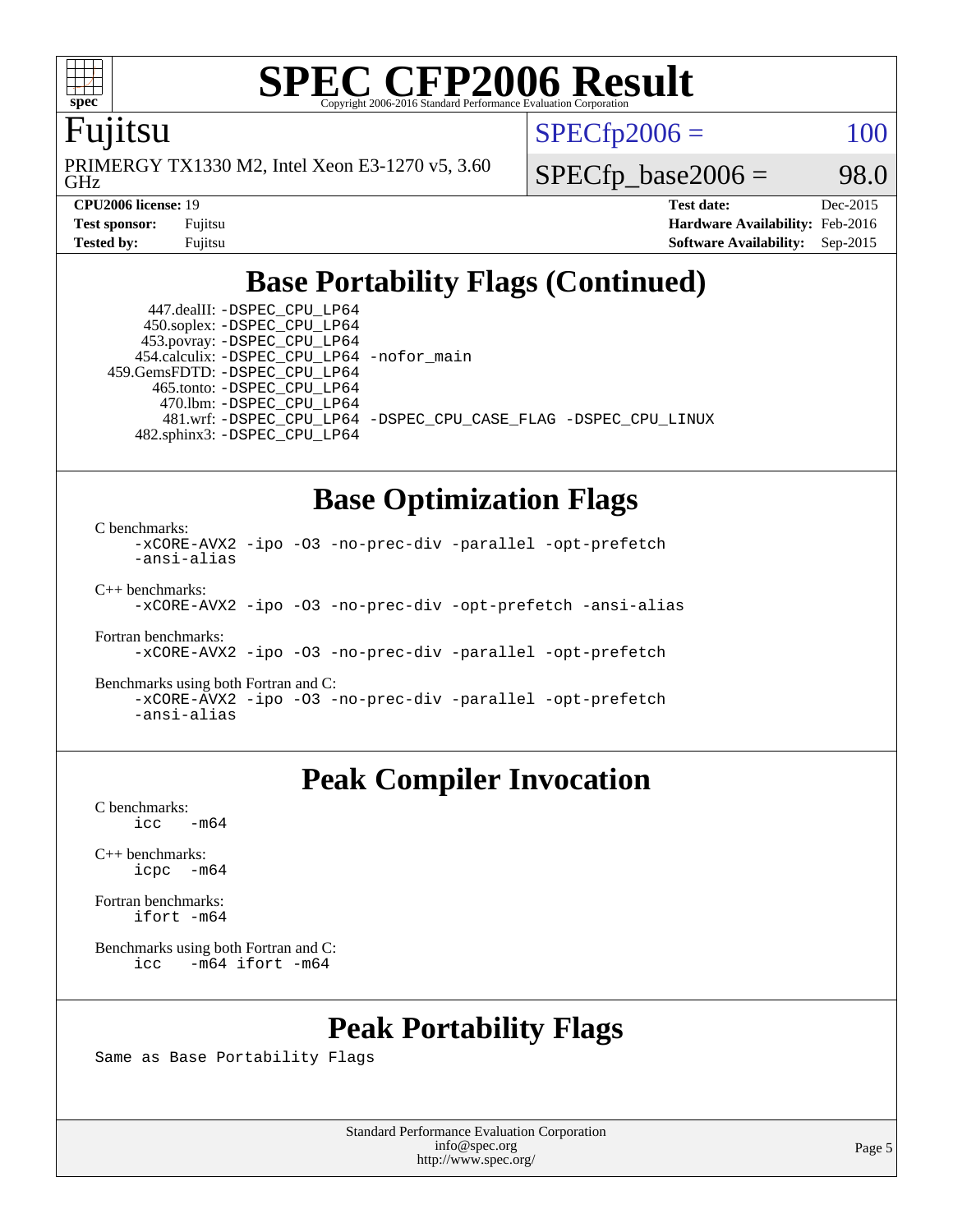# SPEC CFP2006 Result

Copyright 2006-2016 Standard Performance Evaluation Corporation

## Fujitsu

PRIMERGY TX1330 M2, Intel Xeon E3-1270 v5, 3.60 GHz

SPECfp2006 = 100

SPECfp_base2006 = 98.0

| | | | |
|---|---|---|---|
| **CPU2006 license:** 19 | | **Test date:** | Dec-2015 |
| **Test sponsor:** | Fujitsu | **Hardware Availability:** | Feb-2016 |
| **Tested by:** | Fujitsu | **Software Availability:** | Sep-2015 |

## Base Portability Flags (Continued)

447.dealII: -DSPEC_CPU_LP64
450.soplex: -DSPEC_CPU_LP64
453.povray: -DSPEC_CPU_LP64
454.calculix: -DSPEC_CPU_LP64 -nofor_main
459.GemsFDTD: -DSPEC_CPU_LP64
465.tonto: -DSPEC_CPU_LP64
470.lbm: -DSPEC_CPU_LP64
481.wrf: -DSPEC_CPU_LP64 -DSPEC_CPU_CASE_FLAG -DSPEC_CPU_LINUX
482.sphinx3: -DSPEC_CPU_LP64

## Base Optimization Flags

C benchmarks:
-xCORE-AVX2 -ipo -O3 -no-prec-div -parallel -opt-prefetch -ansi-alias

C++ benchmarks:
-xCORE-AVX2 -ipo -O3 -no-prec-div -opt-prefetch -ansi-alias

Fortran benchmarks:
-xCORE-AVX2 -ipo -O3 -no-prec-div -parallel -opt-prefetch

Benchmarks using both Fortran and C:
-xCORE-AVX2 -ipo -O3 -no-prec-div -parallel -opt-prefetch -ansi-alias

## Peak Compiler Invocation

C benchmarks:
icc -m64

C++ benchmarks:
icpc -m64

Fortran benchmarks:
ifort -m64

Benchmarks using both Fortran and C:
icc -m64 ifort -m64

## Peak Portability Flags

Same as Base Portability Flags

Standard Performance Evaluation Corporation
info@spec.org
http://www.spec.org/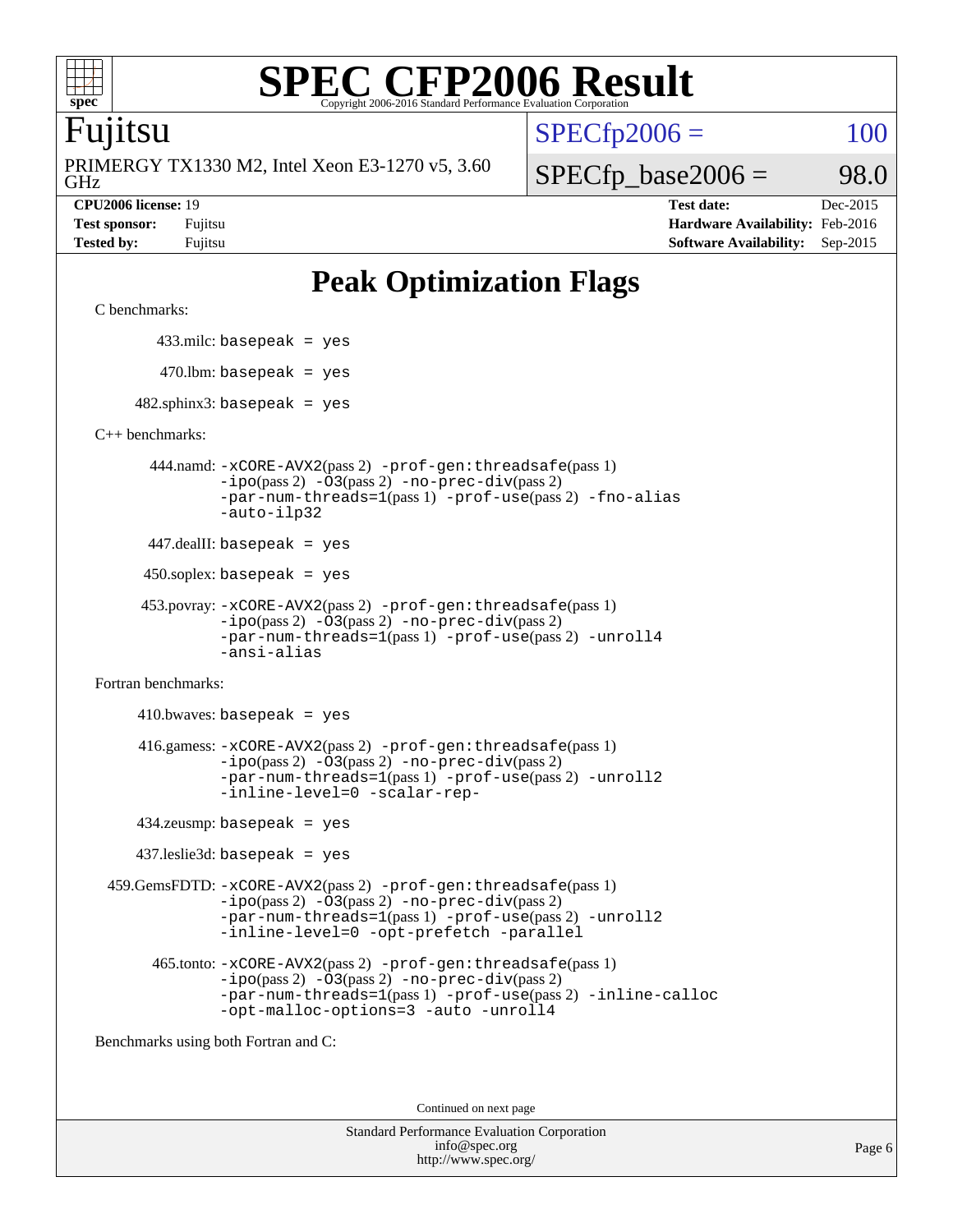# SPEC CFP2006 Result

Copyright 2006-2016 Standard Performance Evaluation Corporation

**Fujitsu**

PRIMERGY TX1330 M2, Intel Xeon E3-1270 v5, 3.60 GHz

SPECfp2006 = 100

SPECfp_base2006 = 98.0

| | | | |
|---|---|---|---|
| **CPU2006 license:** 19 | | **Test date:** | Dec-2015 |
| **Test sponsor:** | Fujitsu | **Hardware Availability:** | Feb-2016 |
| **Tested by:** | Fujitsu | **Software Availability:** | Sep-2015 |

## Peak Optimization Flags

C benchmarks:

433.milc: `basepeak = yes`

470.lbm: `basepeak = yes`

482.sphinx3: `basepeak = yes`

C++ benchmarks:

444.namd: `-xCORE-AVX2`(pass 2) `-prof-gen:threadsafe`(pass 1) `-ipo`(pass 2) `-O3`(pass 2) `-no-prec-div`(pass 2) `-par-num-threads=1`(pass 1) `-prof-use`(pass 2) `-fno-alias` `-auto-ilp32`

447.dealII: `basepeak = yes`

450.soplex: `basepeak = yes`

453.povray: `-xCORE-AVX2`(pass 2) `-prof-gen:threadsafe`(pass 1) `-ipo`(pass 2) `-O3`(pass 2) `-no-prec-div`(pass 2) `-par-num-threads=1`(pass 1) `-prof-use`(pass 2) `-unroll4` `-ansi-alias`

Fortran benchmarks:

410.bwaves: `basepeak = yes`

416.gamess: `-xCORE-AVX2`(pass 2) `-prof-gen:threadsafe`(pass 1) `-ipo`(pass 2) `-O3`(pass 2) `-no-prec-div`(pass 2) `-par-num-threads=1`(pass 1) `-prof-use`(pass 2) `-unroll2` `-inline-level=0` `-scalar-rep-`

434.zeusmp: `basepeak = yes`

437.leslie3d: `basepeak = yes`

459.GemsFDTD: `-xCORE-AVX2`(pass 2) `-prof-gen:threadsafe`(pass 1) `-ipo`(pass 2) `-O3`(pass 2) `-no-prec-div`(pass 2) `-par-num-threads=1`(pass 1) `-prof-use`(pass 2) `-unroll2` `-inline-level=0` `-opt-prefetch` `-parallel`

465.tonto: `-xCORE-AVX2`(pass 2) `-prof-gen:threadsafe`(pass 1) `-ipo`(pass 2) `-O3`(pass 2) `-no-prec-div`(pass 2) `-par-num-threads=1`(pass 1) `-prof-use`(pass 2) `-inline-calloc` `-opt-malloc-options=3` `-auto` `-unroll4`

Benchmarks using both Fortran and C:

Continued on next page

Standard Performance Evaluation Corporation
info@spec.org
http://www.spec.org/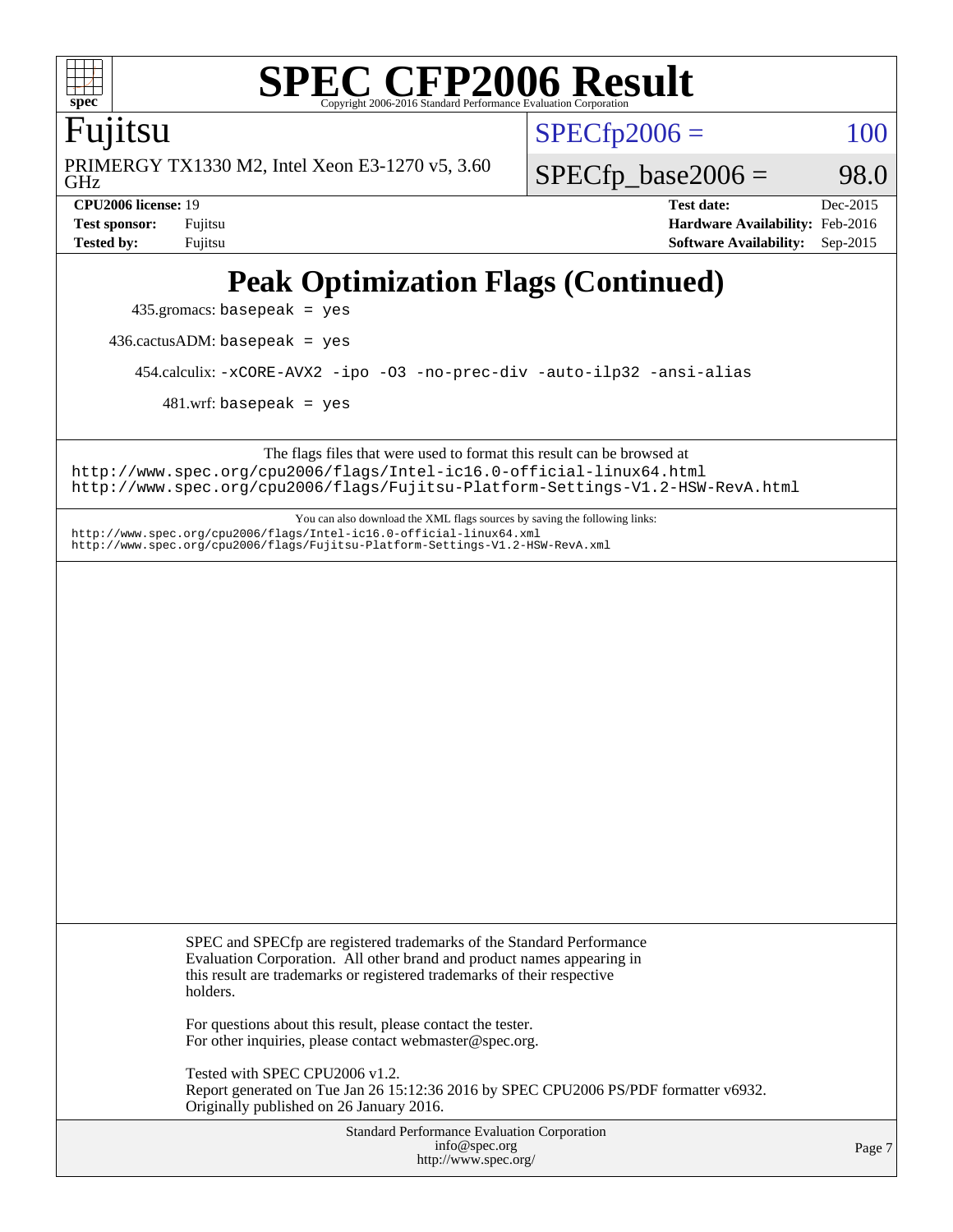# Peak Optimization Flags (Continued)

435.gromacs: basepeak = yes

436.cactusADM: basepeak = yes

454.calculix: -xCORE-AVX2 -ipo -O3 -no-prec-div -auto-ilp32 -ansi-alias

481.wrf: basepeak = yes

The flags files that were used to format this result can be browsed at
http://www.spec.org/cpu2006/flags/Intel-ic16.0-official-linux64.html
http://www.spec.org/cpu2006/flags/Fujitsu-Platform-Settings-V1.2-HSW-RevA.html

You can also download the XML flags sources by saving the following links:
http://www.spec.org/cpu2006/flags/Intel-ic16.0-official-linux64.xml
http://www.spec.org/cpu2006/flags/Fujitsu-Platform-Settings-V1.2-HSW-RevA.xml

SPEC and SPECfp are registered trademarks of the Standard Performance Evaluation Corporation. All other brand and product names appearing in this result are trademarks or registered trademarks of their respective holders.

For questions about this result, please contact the tester.
For other inquiries, please contact webmaster@spec.org.

Tested with SPEC CPU2006 v1.2.
Report generated on Tue Jan 26 15:12:36 2016 by SPEC CPU2006 PS/PDF formatter v6932.
Originally published on 26 January 2016.